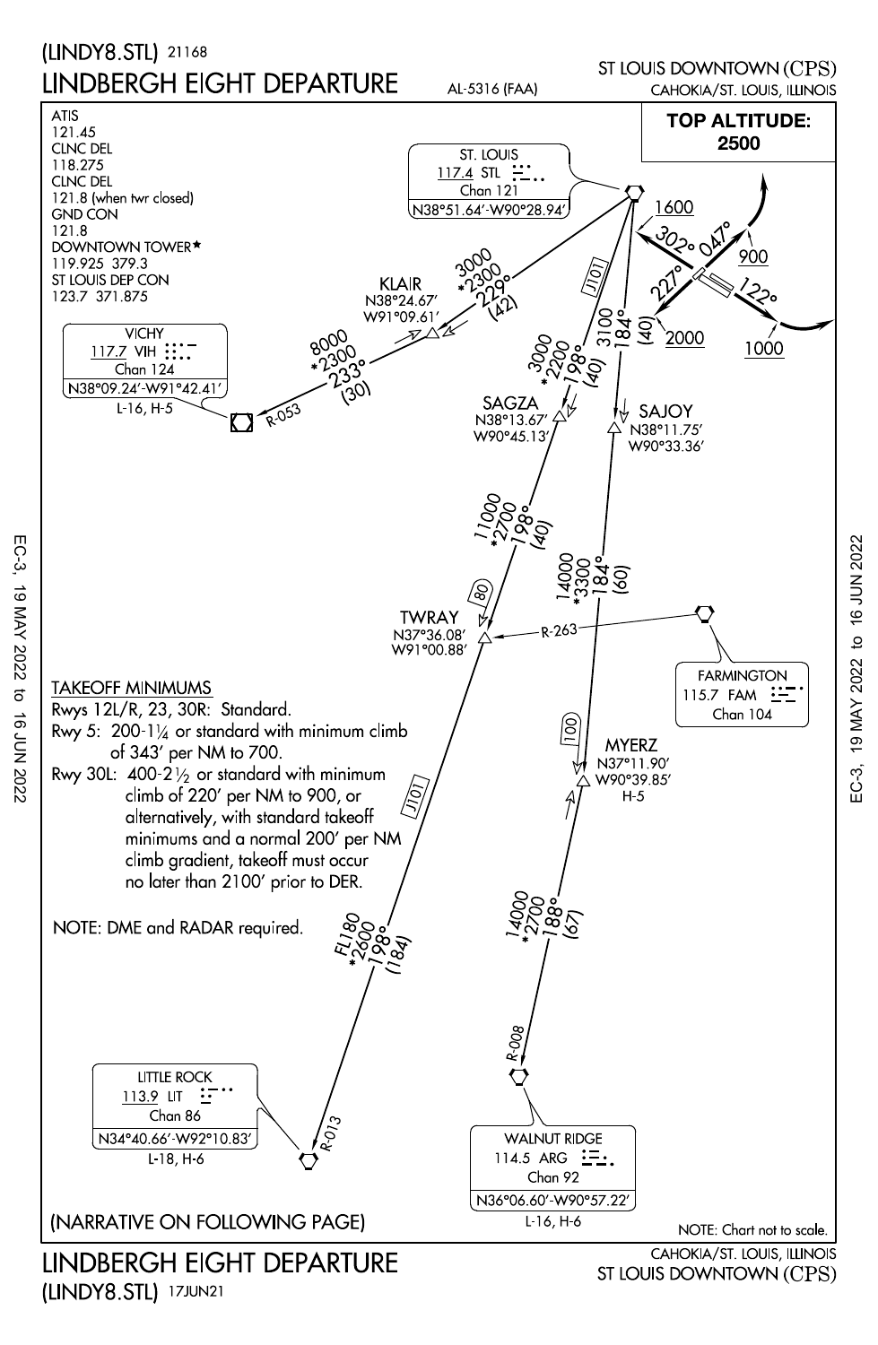(LINDY8.STL) 21168

# LINDBERGH EIGHT DEPARTURE

AL-5316 (FAA)

ST LOUIS DOWNTOWN (CPS)
CAHOKIA/ST. LOUIS, ILLINOIS

**TOP ALTITUDE: 2500**

ATIS
121.45
CLNC DEL
118.275
CLNC DEL
121.8 (when twr closed)
GND CON
121.8
DOWNTOWN TOWER★
119.925 379.3
ST LOUIS DEP CON
123.7 371.875

ST. LOUIS
117.4 STL
Chan 121
N38°51.64′-W90°28.94′

VICHY
117.7 VIH
Chan 124
N38°09.24′-W91°42.41′
L-16, H-5

KLAIR
N38°24.67′
W91°09.61′

SAGZA
N38°13.67′
W90°45.13′

SAJOY
N38°11.75′
W90°33.36′

TWRAY
N37°36.08′
W91°00.88′

FARMINGTON
115.7 FAM
Chan 104

MYERZ
N37°11.90′
W90°39.85′
H-5

LITTLE ROCK
113.9 LIT
Chan 86
N34°40.66′-W92°10.83′
L-18, H-6

WALNUT RIDGE
114.5 ARG
Chan 92
N36°06.60′-W90°57.22′
L-16, H-6

Route segments:
- STL to KLAIR: 3000, *2300, 229° (42)
- KLAIR to VIH: 8000, *2300, 233° (30); R-053
- STL to SAGZA: 3000, *2200, 198° (40); J101
- STL to SAJOY: 3100, 184° (40)
- SAGZA to TWRAY: 11000, *2700, 198° (40); (80)
- SAJOY to MYERZ: 14000, *3300, 184° (60); (100)
- FAM R-263 to TWRAY
- TWRAY to LIT: FL180, *2600, 198° (184); J101; R-013
- MYERZ to ARG: 14000, *2700, 188° (67); R-008

Runway departure headings: 302° (1600), 047° (900), 227° (2000), 122° (1000)

## TAKEOFF MINIMUMS

Rwys 12L/R, 23, 30R: Standard.
Rwy 5: 200-1¼ or standard with minimum climb of 343′ per NM to 700.
Rwy 30L: 400-2½ or standard with minimum climb of 220′ per NM to 900, or alternatively, with standard takeoff minimums and a normal 200′ per NM climb gradient, takeoff must occur no later than 2100′ prior to DER.

NOTE: DME and RADAR required.

(NARRATIVE ON FOLLOWING PAGE)

NOTE: Chart not to scale.

EC-3, 19 MAY 2022 to 16 JUN 2022

# LINDBERGH EIGHT DEPARTURE

(LINDY8.STL) 17JUN21

CAHOKIA/ST. LOUIS, ILLINOIS
ST LOUIS DOWNTOWN (CPS)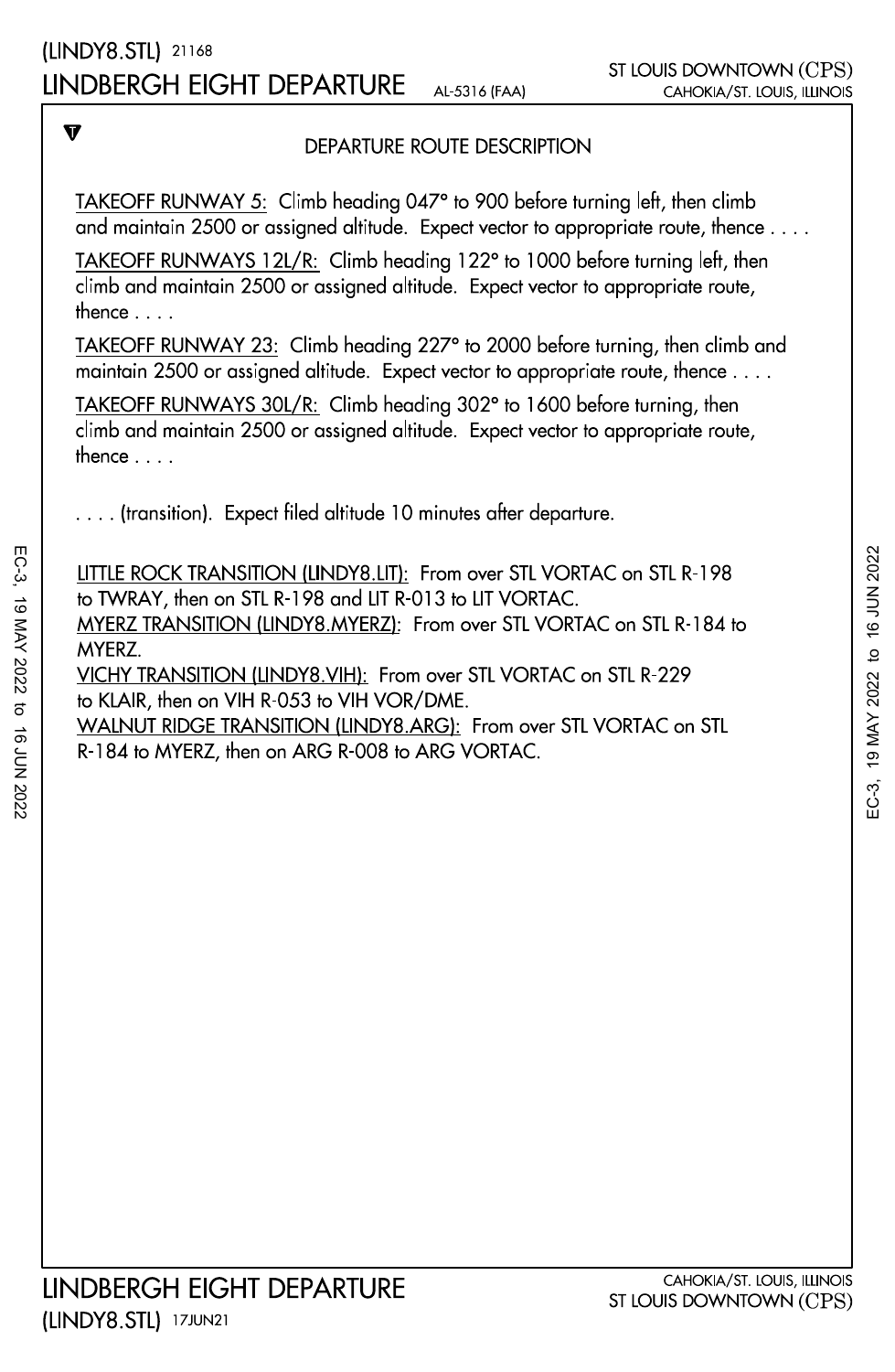# LINDBERGH EIGHT DEPARTURE (LINDY8.STL)

ST LOUIS DOWNTOWN (CPS)
CAHOKIA/ST. LOUIS, ILLINOIS

## DEPARTURE ROUTE DESCRIPTION

TAKEOFF RUNWAY 5: Climb heading 047° to 900 before turning left, then climb and maintain 2500 or assigned altitude. Expect vector to appropriate route, thence . . . .

TAKEOFF RUNWAYS 12L/R: Climb heading 122° to 1000 before turning left, then climb and maintain 2500 or assigned altitude. Expect vector to appropriate route, thence . . . .

TAKEOFF RUNWAY 23: Climb heading 227° to 2000 before turning, then climb and maintain 2500 or assigned altitude. Expect vector to appropriate route, thence . . . .

TAKEOFF RUNWAYS 30L/R: Climb heading 302° to 1600 before turning, then climb and maintain 2500 or assigned altitude. Expect vector to appropriate route, thence . . . .

. . . . (transition). Expect filed altitude 10 minutes after departure.

LITTLE ROCK TRANSITION (LINDY8.LIT): From over STL VORTAC on STL R-198 to TWRAY, then on STL R-198 and LIT R-013 to LIT VORTAC.

MYERZ TRANSITION (LINDY8.MYERZ): From over STL VORTAC on STL R-184 to MYERZ.

VICHY TRANSITION (LINDY8.VIH): From over STL VORTAC on STL R-229 to KLAIR, then on VIH R-053 to VIH VOR/DME.

WALNUT RIDGE TRANSITION (LINDY8.ARG): From over STL VORTAC on STL R-184 to MYERZ, then on ARG R-008 to ARG VORTAC.